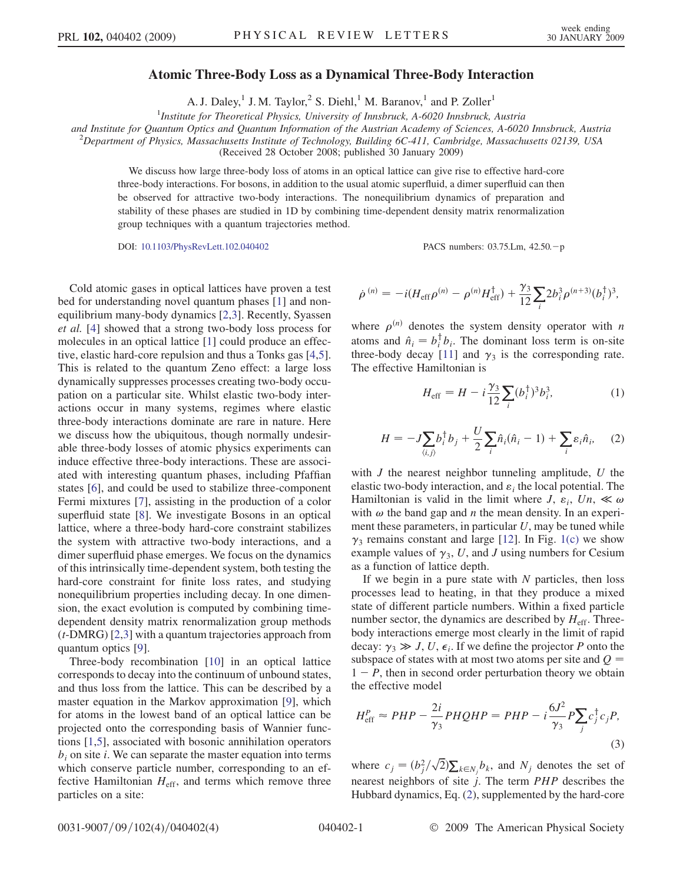# Atomic Three-Body Loss as a Dynamical Three-Body Interaction

A. J. Daley,[1] J. M. Taylor,[2] S. Diehl,[1] M. Baranov,[1] and P. Zoller[1]

[1]*Institute for Theoretical Physics, University of Innsbruck, A-6020 Innsbruck, Austria and Institute for Quantum Optics and Quantum Information of the Austrian Academy of Sciences, A-6020 Innsbruck, Austria*

[2]*Department of Physics, Massachusetts Institute of Technology, Building 6C-411, Cambridge, Massachusetts 02139, USA*

(Received 28 October 2008; published 30 January 2009)

We discuss how large three-body loss of atoms in an optical lattice can give rise to effective hard-core three-body interactions. For bosons, in addition to the usual atomic superfluid, a dimer superfluid can then be observed for attractive two-body interactions. The nonequilibrium dynamics of preparation and stability of these phases are studied in 1D by combining time-dependent density matrix renormalization group techniques with a quantum trajectories method.

DOI: 10.1103/PhysRevLett.102.040402

PACS numbers: 03.75.Lm, 42.50.−p

Cold atomic gases in optical lattices have proven a test bed for understanding novel quantum phases [1] and nonequilibrium many-body dynamics [2,3]. Recently, Syassen *et al.* [4] showed that a strong two-body loss process for molecules in an optical lattice [1] could produce an effective, elastic hard-core repulsion and thus a Tonks gas [4,5]. This is related to the quantum Zeno effect: a large loss dynamically suppresses processes creating two-body occupation on a particular site. Whilst elastic two-body interactions occur in many systems, regimes where elastic three-body interactions dominate are rare in nature. Here we discuss how the ubiquitous, though normally undesirable three-body losses of atomic physics experiments can induce effective three-body interactions. These are associated with interesting quantum phases, including Pfaffian states [6], and could be used to stabilize three-component Fermi mixtures [7], assisting in the production of a color superfluid state [8]. We investigate Bosons in an optical lattice, where a three-body hard-core constraint stabilizes the system with attractive two-body interactions, and a dimer superfluid phase emerges. We focus on the dynamics of this intrinsically time-dependent system, both testing the hard-core constraint for finite loss rates, and studying nonequilibrium properties including decay. In one dimension, the exact evolution is computed by combining time-dependent density matrix renormalization group methods ($t$-DMRG) [2,3] with a quantum trajectories approach from quantum optics [9].

Three-body recombination [10] in an optical lattice corresponds to decay into the continuum of unbound states, and thus loss from the lattice. This can be described by a master equation in the Markov approximation [9], which for atoms in the lowest band of an optical lattice can be projected onto the corresponding basis of Wannier functions [1,5], associated with bosonic annihilation operators $b_i$ on site $i$. We can separate the master equation into terms which conserve particle number, corresponding to an effective Hamiltonian $H_{\rm eff}$, and terms which remove three particles on a site:

$$\dot{\rho}^{(n)} = -i(H_{\rm eff}\rho^{(n)} - \rho^{(n)}H_{\rm eff}^{\dagger}) + \frac{\gamma_3}{12}\sum_i 2b_i^3\rho^{(n+3)}(b_i^{\dagger})^3,$$

where $\rho^{(n)}$ denotes the system density operator with $n$ atoms and $\hat{n}_i = b_i^{\dagger}b_i$. The dominant loss term is on-site three-body decay [11] and $\gamma_3$ is the corresponding rate. The effective Hamiltonian is

$$H_{\rm eff} = H - i\frac{\gamma_3}{12}\sum_i (b_i^{\dagger})^3 b_i^3, \quad (1)$$

$$H = -J\sum_{\langle i,j\rangle} b_i^{\dagger}b_j + \frac{U}{2}\sum_i \hat{n}_i(\hat{n}_i - 1) + \sum_i \varepsilon_i\hat{n}_i, \quad (2)$$

with $J$ the nearest neighbor tunneling amplitude, $U$ the elastic two-body interaction, and $\varepsilon_i$ the local potential. The Hamiltonian is valid in the limit where $J$, $\varepsilon_i$, $Un$, $\ll \omega$ with $\omega$ the band gap and $n$ the mean density. In an experiment these parameters, in particular $U$, may be tuned while $\gamma_3$ remains constant and large [12]. In Fig. 1(c) we show example values of $\gamma_3$, $U$, and $J$ using numbers for Cesium as a function of lattice depth.

If we begin in a pure state with $N$ particles, then loss processes lead to heating, in that they produce a mixed state of different particle numbers. Within a fixed particle number sector, the dynamics are described by $H_{\rm eff}$. Three-body interactions emerge most clearly in the limit of rapid decay: $\gamma_3 \gg J, U, \epsilon_i$. If we define the projector $P$ onto the subspace of states with at most two atoms per site and $Q = 1 - P$, then in second order perturbation theory we obtain the effective model

$$H_{\rm eff}^{P} \approx PHP - \frac{2i}{\gamma_3}PHQHP = PHP - i\frac{6J^2}{\gamma_3}P\sum_j c_j^{\dagger}c_jP, \quad (3)$$

where $c_j = (b_j^2/\sqrt{2})\sum_{k\in N_j} b_k$, and $N_j$ denotes the set of nearest neighbors of site $j$. The term $PHP$ describes the Hubbard dynamics, Eq. (2), supplemented by the hard-core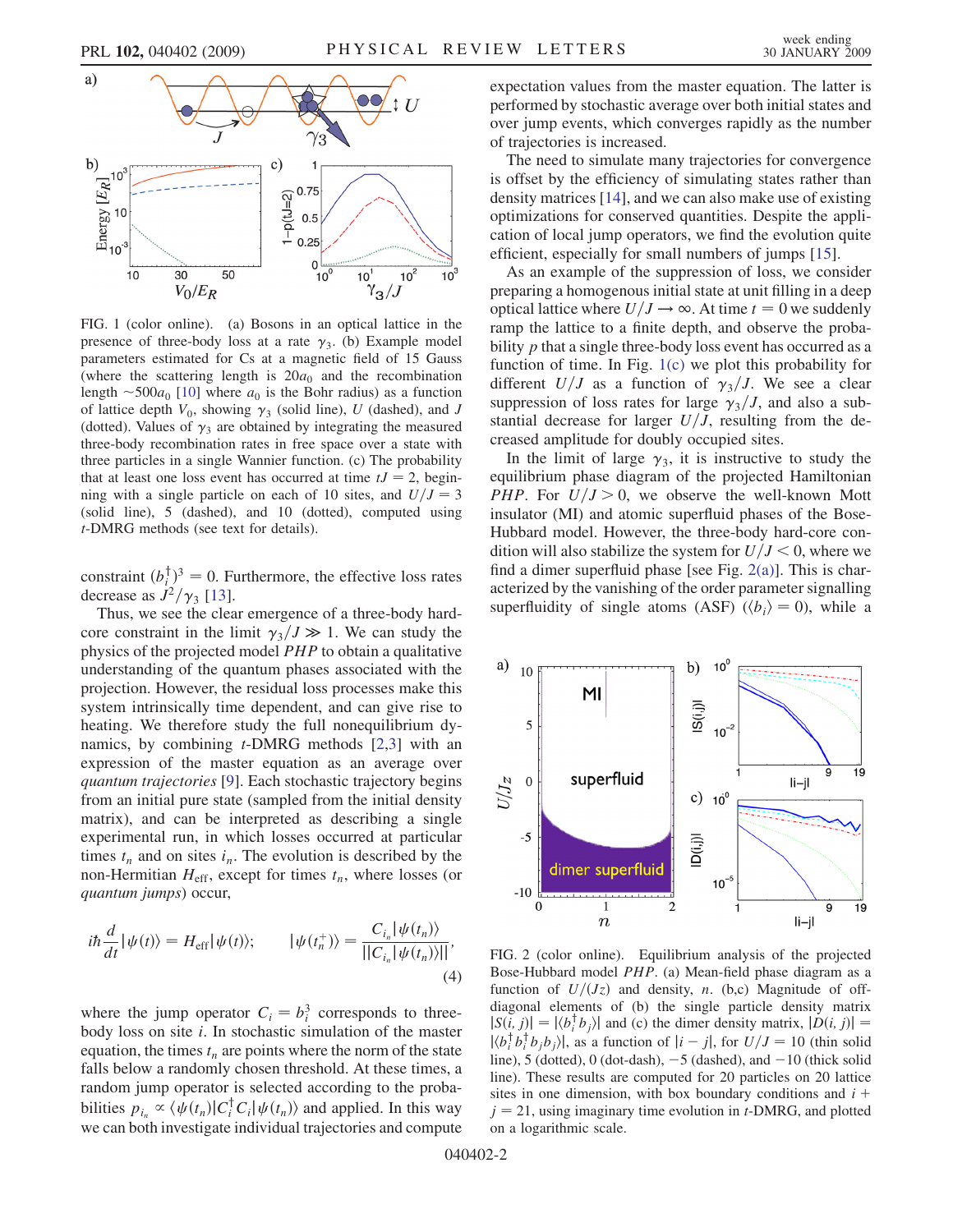FIG. 1 (color online). (a) Bosons in an optical lattice in the presence of three-body loss at a rate $\gamma_3$. (b) Example model parameters estimated for Cs at a magnetic field of 15 Gauss (where the scattering length is $20a_0$ and the recombination length $\sim 500a_0$ [10] where $a_0$ is the Bohr radius) as a function of lattice depth $V_0$, showing $\gamma_3$ (solid line), $U$ (dashed), and $J$ (dotted). Values of $\gamma_3$ are obtained by integrating the measured three-body recombination rates in free space over a state with three particles in a single Wannier function. (c) The probability that at least one loss event has occurred at time $tJ = 2$, beginning with a single particle on each of 10 sites, and $U/J = 3$ (solid line), 5 (dashed), and 10 (dotted), computed using $t$-DMRG methods (see text for details).

constraint $(b_i^\dagger)^3 = 0$. Furthermore, the effective loss rates decrease as $J^2/\gamma_3$ [13].

Thus, we see the clear emergence of a three-body hard-core constraint in the limit $\gamma_3/J \gg 1$. We can study the physics of the projected model $PHP$ to obtain a qualitative understanding of the quantum phases associated with the projection. However, the residual loss processes make this system intrinsically time dependent, and can give rise to heating. We therefore study the full nonequilibrium dynamics, by combining $t$-DMRG methods [2,3] with an expression of the master equation as an average over *quantum trajectories* [9]. Each stochastic trajectory begins from an initial pure state (sampled from the initial density matrix), and can be interpreted as describing a single experimental run, in which losses occurred at particular times $t_n$ and on sites $i_n$. The evolution is described by the non-Hermitian $H_{\rm eff}$, except for times $t_n$, where losses (or *quantum jumps*) occur,

$$i\hbar \frac{d}{dt}|\psi(t)\rangle = H_{\rm eff}|\psi(t)\rangle; \qquad |\psi(t_n^+)\rangle = \frac{C_{i_n}|\psi(t_n)\rangle}{||C_{i_n}|\psi(t_n)\rangle||}, \tag{4}$$

where the jump operator $C_i = b_i^3$ corresponds to three-body loss on site $i$. In stochastic simulation of the master equation, the times $t_n$ are points where the norm of the state falls below a randomly chosen threshold. At these times, a random jump operator is selected according to the probabilities $p_{i_n} \propto \langle\psi(t_n)|C_i^\dagger C_i|\psi(t_n)\rangle$ and applied. In this way we can both investigate individual trajectories and compute expectation values from the master equation. The latter is performed by stochastic average over both initial states and over jump events, which converges rapidly as the number of trajectories is increased.

The need to simulate many trajectories for convergence is offset by the efficiency of simulating states rather than density matrices [14], and we can also make use of existing optimizations for conserved quantities. Despite the application of local jump operators, we find the evolution quite efficient, especially for small numbers of jumps [15].

As an example of the suppression of loss, we consider preparing a homogenous initial state at unit filling in a deep optical lattice where $U/J \to \infty$. At time $t = 0$ we suddenly ramp the lattice to a finite depth, and observe the probability $p$ that a single three-body loss event has occurred as a function of time. In Fig. 1(c) we plot this probability for different $U/J$ as a function of $\gamma_3/J$. We see a clear suppression of loss rates for large $\gamma_3/J$, and also a substantial decrease for larger $U/J$, resulting from the decreased amplitude for doubly occupied sites.

In the limit of large $\gamma_3$, it is instructive to study the equilibrium phase diagram of the projected Hamiltonian $PHP$. For $U/J > 0$, we observe the well-known Mott insulator (MI) and atomic superfluid phases of the Bose-Hubbard model. However, the three-body hard-core condition will also stabilize the system for $U/J < 0$, where we find a dimer superfluid phase [see Fig. 2(a)]. This is characterized by the vanishing of the order parameter signalling superfluidity of single atoms (ASF) ($\langle b_i\rangle = 0$), while a

FIG. 2 (color online). Equilibrium analysis of the projected Bose-Hubbard model $PHP$. (a) Mean-field phase diagram as a function of $U/(Jz)$ and density, $n$. (b,c) Magnitude of off-diagonal elements of (b) the single particle density matrix $|S(i,j)| = |\langle b_i^\dagger b_j\rangle|$ and (c) the dimer density matrix, $|D(i,j)| = |\langle b_i^\dagger b_i^\dagger b_j b_j\rangle|$, as a function of $|i-j|$, for $U/J = 10$ (thin solid line), 5 (dotted), 0 (dot-dash), $-5$ (dashed), and $-10$ (thick solid line). These results are computed for 20 particles on 20 lattice sites in one dimension, with box boundary conditions and $i + j = 21$, using imaginary time evolution in $t$-DMRG, and plotted on a logarithmic scale.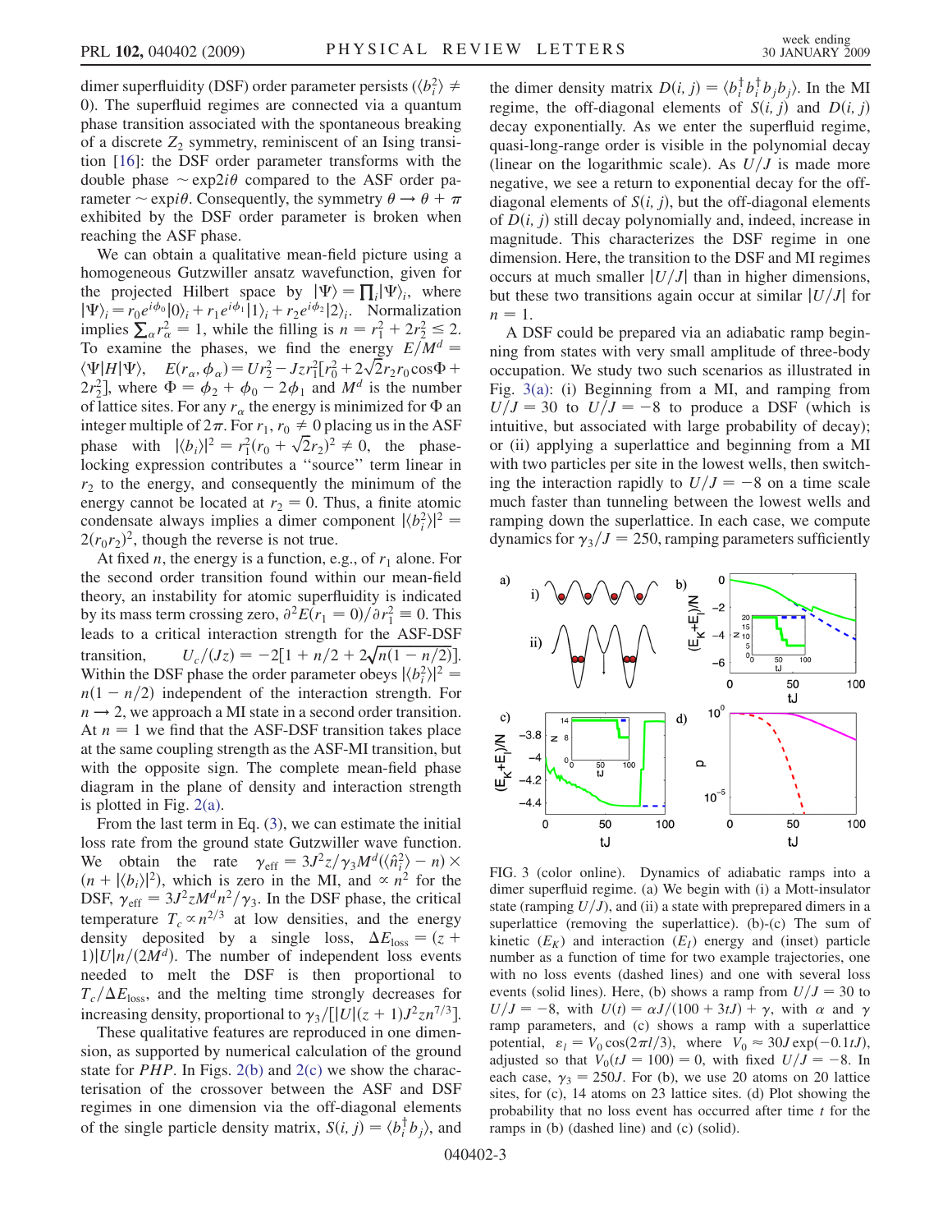dimer superfluidity (DSF) order parameter persists ($\langle b_i^2 \rangle \neq 0$). The superfluid regimes are connected via a quantum phase transition associated with the spontaneous breaking of a discrete $Z_2$ symmetry, reminiscent of an Ising transition [16]: the DSF order parameter transforms with the double phase $\sim \exp 2i\theta$ compared to the ASF order parameter $\sim \exp i\theta$. Consequently, the symmetry $\theta \rightarrow \theta + \pi$ exhibited by the DSF order parameter is broken when reaching the ASF phase.

We can obtain a qualitative mean-field picture using a homogeneous Gutzwiller ansatz wavefunction, given for the projected Hilbert space by $|\Psi\rangle = \prod_i |\Psi\rangle_i$, where $|\Psi\rangle_i = r_0 e^{i\phi_0}|0\rangle_i + r_1 e^{i\phi_1}|1\rangle_i + r_2 e^{i\phi_2}|2\rangle_i$. Normalization implies $\sum_\alpha r_\alpha^2 = 1$, while the filling is $n = r_1^2 + 2r_2^2 \leq 2$. To examine the phases, we find the energy $E/M^d = \langle\Psi|H|\Psi\rangle$, $E(r_\alpha, \phi_\alpha) = Ur_2^2 - Jzr_1^2[r_0^2 + 2\sqrt{2}r_2 r_0 \cos\Phi + 2r_2^2]$, where $\Phi = \phi_2 + \phi_0 - 2\phi_1$ and $M^d$ is the number of lattice sites. For any $r_\alpha$ the energy is minimized for $\Phi$ an integer multiple of $2\pi$. For $r_1, r_0 \neq 0$ placing us in the ASF phase with $|\langle b_i \rangle|^2 = r_1^2(r_0 + \sqrt{2}r_2)^2 \neq 0$, the phase-locking expression contributes a "source" term linear in $r_2$ to the energy, and consequently the minimum of the energy cannot be located at $r_2 = 0$. Thus, a finite atomic condensate always implies a dimer component $|\langle b_i^2 \rangle|^2 = 2(r_0 r_2)^2$, though the reverse is not true.

At fixed $n$, the energy is a function, e.g., of $r_1$ alone. For the second order transition found within our mean-field theory, an instability for atomic superfluidity is indicated by its mass term crossing zero, $\partial^2 E(r_1 = 0)/\partial r_1^2 \equiv 0$. This leads to a critical interaction strength for the ASF-DSF transition, $U_c/(Jz) = -2[1 + n/2 + 2\sqrt{n(1 - n/2)}]$. Within the DSF phase the order parameter obeys $|\langle b_i^2 \rangle|^2 = n(1 - n/2)$ independent of the interaction strength. For $n \rightarrow 2$, we approach a MI state in a second order transition. At $n = 1$ we find that the ASF-DSF transition takes place at the same coupling strength as the ASF-MI transition, but with the opposite sign. The complete mean-field phase diagram in the plane of density and interaction strength is plotted in Fig. 2(a).

From the last term in Eq. (3), we can estimate the initial loss rate from the ground state Gutzwiller wave function. We obtain the rate $\gamma_{\rm eff} = 3J^2 z/\gamma_3 M^d(\langle \hat{n}_i^2 \rangle - n) \times (n + |\langle b_i \rangle|^2)$, which is zero in the MI, and $\propto n^2$ for the DSF, $\gamma_{\rm eff} = 3J^2 z M^d n^2/\gamma_3$. In the DSF phase, the critical temperature $T_c \propto n^{2/3}$ at low densities, and the energy density deposited by a single loss, $\Delta E_{\rm loss} = (z + 1)|U|n/(2M^d)$. The number of independent loss events needed to melt the DSF is then proportional to $T_c/\Delta E_{\rm loss}$, and the melting time strongly decreases for increasing density, proportional to $\gamma_3/[|U|(z + 1)J^2 z n^{7/3}]$.

These qualitative features are reproduced in one dimension, as supported by numerical calculation of the ground state for *PHP*. In Figs. 2(b) and 2(c) we show the characterisation of the crossover between the ASF and DSF regimes in one dimension via the off-diagonal elements of the single particle density matrix, $S(i, j) = \langle b_i^\dagger b_j \rangle$, and the dimer density matrix $D(i, j) = \langle b_i^\dagger b_i^\dagger b_j b_j \rangle$. In the MI regime, the off-diagonal elements of $S(i, j)$ and $D(i, j)$ decay exponentially. As we enter the superfluid regime, quasi-long-range order is visible in the polynomial decay (linear on the logarithmic scale). As $U/J$ is made more negative, we see a return to exponential decay for the off-diagonal elements of $S(i, j)$, but the off-diagonal elements of $D(i, j)$ still decay polynomially and, indeed, increase in magnitude. This characterizes the DSF regime in one dimension. Here, the transition to the DSF and MI regimes occurs at much smaller $|U/J|$ than in higher dimensions, but these two transitions again occur at similar $|U/J|$ for $n = 1$.

A DSF could be prepared via an adiabatic ramp beginning from states with very small amplitude of three-body occupation. We study two such scenarios as illustrated in Fig. 3(a): (i) Beginning from a MI, and ramping from $U/J = 30$ to $U/J = -8$ to produce a DSF (which is intuitive, but associated with large probability of decay); or (ii) applying a superlattice and beginning from a MI with two particles per site in the lowest wells, then switching the interaction rapidly to $U/J = -8$ on a time scale much faster than tunneling between the lowest wells and ramping down the superlattice. In each case, we compute dynamics for $\gamma_3/J = 250$, ramping parameters sufficiently

FIG. 3 (color online). Dynamics of adiabatic ramps into a dimer superfluid regime. (a) We begin with (i) a Mott-insulator state (ramping $U/J$), and (ii) a state with preprepared dimers in a superlattice (removing the superlattice). (b)-(c) The sum of kinetic ($E_K$) and interaction ($E_I$) energy and (inset) particle number as a function of time for two example trajectories, one with no loss events (dashed lines) and one with several loss events (solid lines). Here, (b) shows a ramp from $U/J = 30$ to $U/J = -8$, with $U(t) = \alpha J/(100 + 3tJ) + \gamma$, with $\alpha$ and $\gamma$ ramp parameters, and (c) shows a ramp with a superlattice potential, $\varepsilon_l = V_0 \cos(2\pi l/3)$, where $V_0 \approx 30J\exp(-0.1tJ)$, adjusted so that $V_0(tJ = 100) = 0$, with fixed $U/J = -8$. In each case, $\gamma_3 = 250J$. For (b), we use 20 atoms on 20 lattice sites, for (c), 14 atoms on 23 lattice sites. (d) Plot showing the probability that no loss event has occurred after time $t$ for the ramps in (b) (dashed line) and (c) (solid).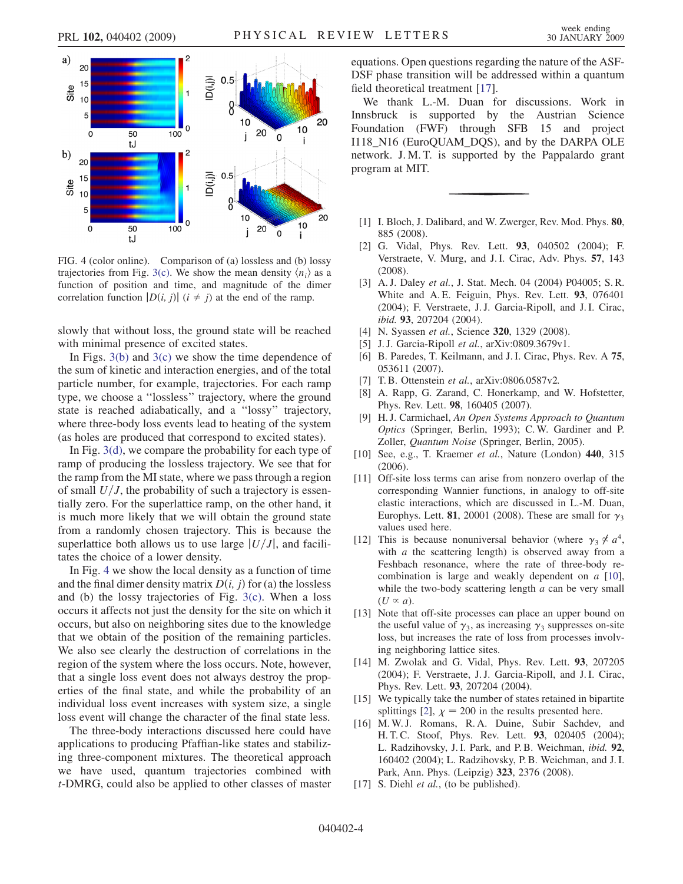a)

20
15
10
5
Site
0
50
100
tJ
2
1
0

ID(i,j)I
0.5
0
0
10
20
j
20
10
0
i

b)

20
15
10
5
Site
0
50
100
tJ
2
1
0

ID(i,j)I
0.5
0
0
10
20
j
20
10
0
i

FIG. 4 (color online). Comparison of (a) lossless and (b) lossy trajectories from Fig. 3(c). We show the mean density $\langle n_i \rangle$ as a function of position and time, and magnitude of the dimer correlation function $|D(i, j)|$ $(i \neq j)$ at the end of the ramp.

slowly that without loss, the ground state will be reached with minimal presence of excited states.

In Figs. 3(b) and 3(c) we show the time dependence of the sum of kinetic and interaction energies, and of the total particle number, for example, trajectories. For each ramp type, we choose a "lossless" trajectory, where the ground state is reached adiabatically, and a "lossy" trajectory, where three-body loss events lead to heating of the system (as holes are produced that correspond to excited states).

In Fig. 3(d), we compare the probability for each type of ramp of producing the lossless trajectory. We see that for the ramp from the MI state, where we pass through a region of small $U/J$, the probability of such a trajectory is essentially zero. For the superlattice ramp, on the other hand, it is much more likely that we will obtain the ground state from a randomly chosen trajectory. This is because the superlattice both allows us to use large $|U/J|$, and facilitates the choice of a lower density.

In Fig. 4 we show the local density as a function of time and the final dimer density matrix $D(i, j)$ for (a) the lossless and (b) the lossy trajectories of Fig. 3(c). When a loss occurs it affects not just the density for the site on which it occurs, but also on neighboring sites due to the knowledge that we obtain of the position of the remaining particles. We also see clearly the destruction of correlations in the region of the system where the loss occurs. Note, however, that a single loss event does not always destroy the properties of the final state, and while the probability of an individual loss event increases with system size, a single loss event will change the character of the final state less.

The three-body interactions discussed here could have applications to producing Pfaffian-like states and stabilizing three-component mixtures. The theoretical approach we have used, quantum trajectories combined with $t$-DMRG, could also be applied to other classes of master equations. Open questions regarding the nature of the ASF-DSF phase transition will be addressed within a quantum field theoretical treatment [17].

We thank L.-M. Duan for discussions. Work in Innsbruck is supported by the Austrian Science Foundation (FWF) through SFB 15 and project I118_N16 (EuroQUAM_DQS), and by the DARPA OLE network. J. M. T. is supported by the Pappalardo grant program at MIT.

---

[1] I. Bloch, J. Dalibard, and W. Zwerger, Rev. Mod. Phys. **80**, 885 (2008).

[2] G. Vidal, Phys. Rev. Lett. **93**, 040502 (2004); F. Verstraete, V. Murg, and J. I. Cirac, Adv. Phys. **57**, 143 (2008).

[3] A. J. Daley *et al.*, J. Stat. Mech. 04 (2004) P04005; S. R. White and A. E. Feiguin, Phys. Rev. Lett. **93**, 076401 (2004); F. Verstraete, J. J. Garcia-Ripoll, and J. I. Cirac, *ibid.* **93**, 207204 (2004).

[4] N. Syassen *et al.*, Science **320**, 1329 (2008).

[5] J. J. Garcia-Ripoll *et al.*, arXiv:0809.3679v1.

[6] B. Paredes, T. Keilmann, and J. I. Cirac, Phys. Rev. A **75**, 053611 (2007).

[7] T. B. Ottenstein *et al.*, arXiv:0806.0587v2.

[8] A. Rapp, G. Zarand, C. Honerkamp, and W. Hofstetter, Phys. Rev. Lett. **98**, 160405 (2007).

[9] H. J. Carmichael, *An Open Systems Approach to Quantum Optics* (Springer, Berlin, 1993); C. W. Gardiner and P. Zoller, *Quantum Noise* (Springer, Berlin, 2005).

[10] See, e.g., T. Kraemer *et al.*, Nature (London) **440**, 315 (2006).

[11] Off-site loss terms can arise from nonzero overlap of the corresponding Wannier functions, in analogy to off-site elastic interactions, which are discussed in L.-M. Duan, Europhys. Lett. **81**, 20001 (2008). These are small for $\gamma_3$ values used here.

[12] This is because nonuniversal behavior (where $\gamma_3 \not\propto a^4$, with $a$ the scattering length) is observed away from a Feshbach resonance, where the rate of three-body recombination is large and weakly dependent on $a$ [10], while the two-body scattering length $a$ can be very small ($U \propto a$).

[13] Note that off-site processes can place an upper bound on the useful value of $\gamma_3$, as increasing $\gamma_3$ suppresses on-site loss, but increases the rate of loss from processes involving neighboring lattice sites.

[14] M. Zwolak and G. Vidal, Phys. Rev. Lett. **93**, 207205 (2004); F. Verstraete, J. J. Garcia-Ripoll, and J. I. Cirac, Phys. Rev. Lett. **93**, 207204 (2004).

[15] We typically take the number of states retained in bipartite splittings [2], $\chi = 200$ in the results presented here.

[16] M. W. J. Romans, R. A. Duine, Subir Sachdev, and H. T. C. Stoof, Phys. Rev. Lett. **93**, 020405 (2004); L. Radzihovsky, J. I. Park, and P. B. Weichman, *ibid.* **92**, 160402 (2004); L. Radzihovsky, P. B. Weichman, and J. I. Park, Ann. Phys. (Leipzig) **323**, 2376 (2008).

[17] S. Diehl *et al.*, (to be published).